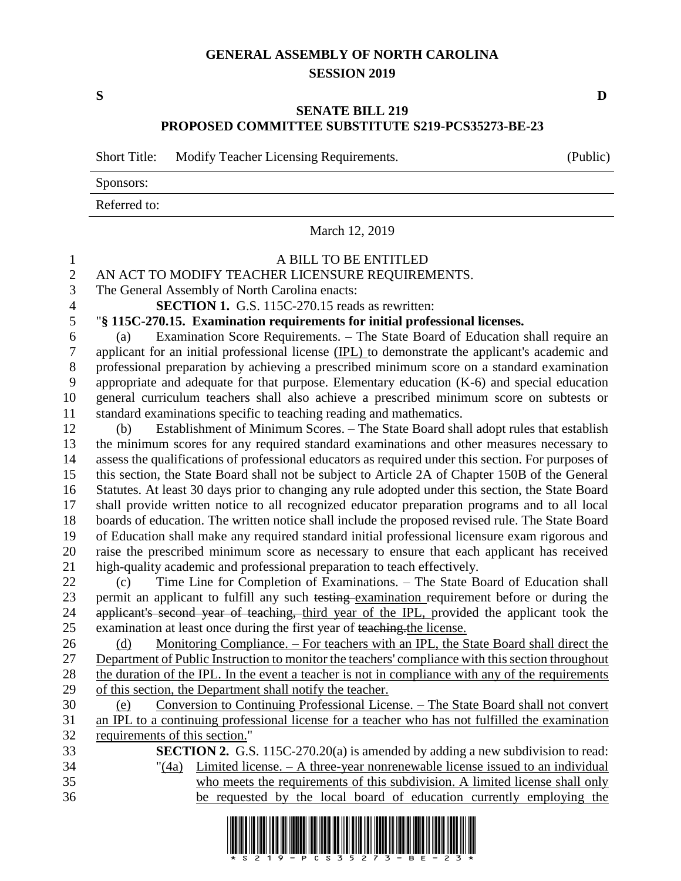# GENERAL ASSEMBLY OF NORTH CAROLINA
## SESSION 2019

**S** **D**

## SENATE BILL 219
## PROPOSED COMMITTEE SUBSTITUTE S219-PCS35273-BE-23

Short Title: Modify Teacher Licensing Requirements. (Public)

Sponsors:

Referred to:

March 12, 2019

A BILL TO BE ENTITLED

AN ACT TO MODIFY TEACHER LICENSURE REQUIREMENTS.

The General Assembly of North Carolina enacts:

**SECTION 1.** G.S. 115C-270.15 reads as rewritten:

"**§ 115C-270.15. Examination requirements for initial professional licenses.**

(a) Examination Score Requirements. – The State Board of Education shall require an applicant for an initial professional license <u>(IPL)</u> to demonstrate the applicant's academic and professional preparation by achieving a prescribed minimum education score on a standard examination appropriate and adequate for that purpose. Elementary education (K-6) and special education general curriculum teachers shall also achieve a prescribed minimum score on subtests or standard examinations specific to teaching reading and mathematics.

(b) Establishment of Minimum Scores. – The State Board shall adopt rules that establish the minimum scores for any required standard examinations and other measures necessary to assess the qualifications of professional educators as required under this section. For purposes of this section, the State Board shall not be subject to Article 2A of Chapter 150B of the General Statutes. At least 30 days prior to changing any rule adopted under this section, the State Board shall provide written notice to all recognized educator preparation programs and to all local boards of education. The written notice shall include the proposed revised rule. The State Board of Education shall make any required standard initial professional licensure exam rigorous and raise the prescribed minimum score as necessary to ensure that each applicant has received high-quality academic and professional preparation to teach effectively.

(c) Time Line for Completion of Examinations. – The State Board of Education shall permit an applicant to fulfill any such ~~testing~~ <u>examination</u> requirement before or during the ~~applicant's second year of teaching,~~ <u>third year of the IPL,</u> provided the applicant took the examination at least once during the first year of ~~teaching.~~<u>the license.</u>

<u>(d) Monitoring Compliance. – For teachers with an IPL, the State Board shall direct the Department of Public Instruction to monitor the teachers' compliance with this section throughout the duration of the IPL. In the event a teacher is not in compliance with any of the requirements of this section, the Department shall notify the teacher.</u>

<u>(e) Conversion to Continuing Professional License. – The State Board shall not convert an IPL to a continuing professional license for a teacher who has not fulfilled the examination requirements of this section.</u>"

**SECTION 2.** G.S. 115C-270.20(a) is amended by adding a new subdivision to read:

"<u>(4a) Limited license. – A three-year nonrenewable license issued to an individual who meets the requirements of this subdivision. A limited license shall only be requested by the local board of education currently employing the</u>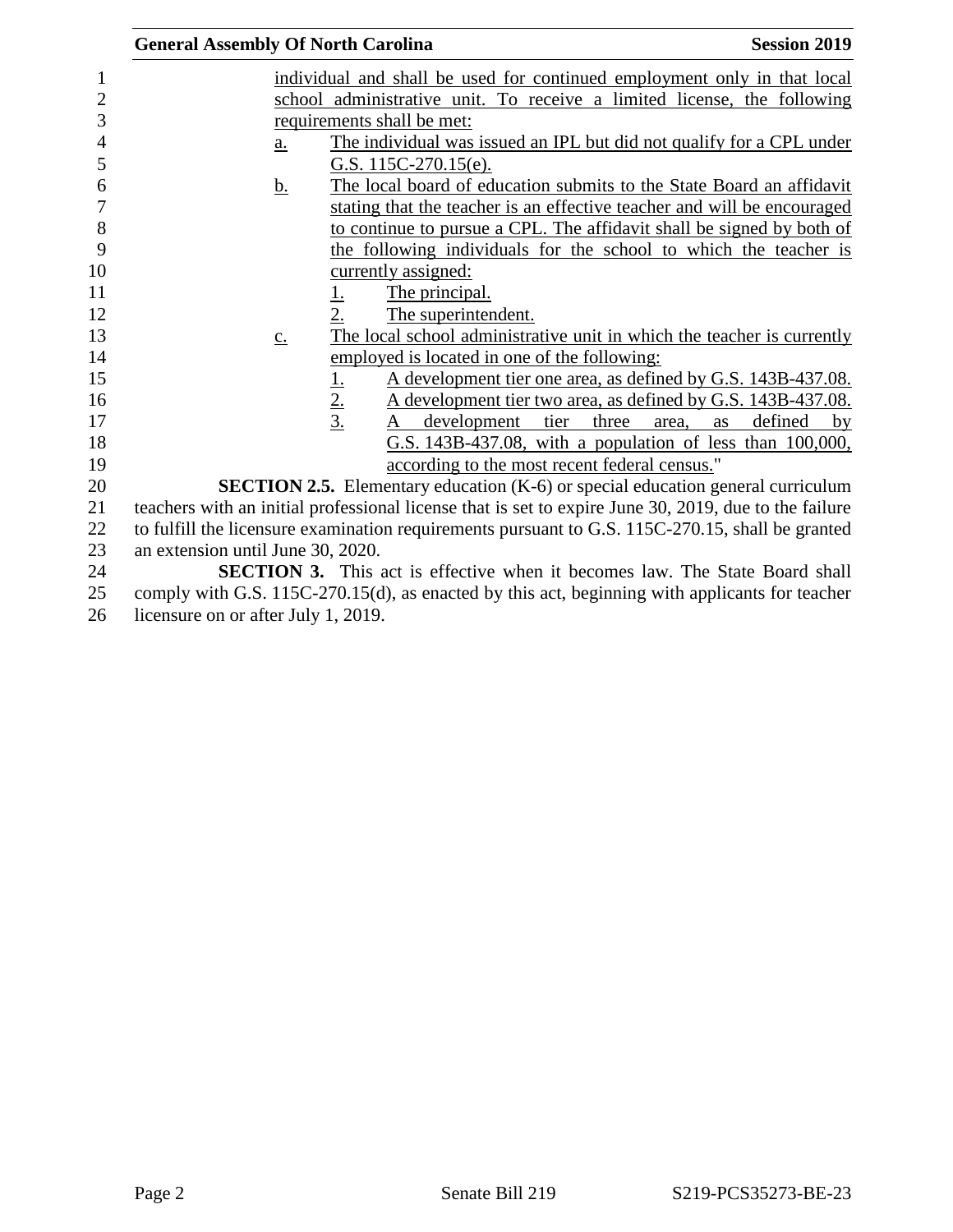individual and shall be used for continued employment only in that local school administrative unit. To receive a limited license, the following requirements shall be met:

a. The individual was issued an IPL but did not qualify for a CPL under G.S. 115C-270.15(e).
b. The local board of education submits to the State Board an affidavit stating that the teacher is an effective teacher and will be encouraged to continue to pursue a CPL. The affidavit shall be signed by both of the following individuals for the school to which the teacher is currently assigned:
   1. The principal.
   2. The superintendent.
c. The local school administrative unit in which the teacher is currently employed is located in one of the following:
   1. A development tier one area, as defined by G.S. 143B-437.08.
   2. A development tier two area, as defined by G.S. 143B-437.08.
   3. A development tier three area, as defined by G.S. 143B-437.08, with a population of less than 100,000, according to the most recent federal census."

**SECTION 2.5.** Elementary education (K-6) or special education general curriculum teachers with an initial professional license that is set to expire June 30, 2019, due to the failure to fulfill the licensure examination requirements pursuant to G.S. 115C-270.15, shall be granted an extension until June 30, 2020.

**SECTION 3.** This act is effective when it becomes law. The State Board shall comply with G.S. 115C-270.15(d), as enacted by this act, beginning with applicants for teacher licensure on or after July 1, 2019.